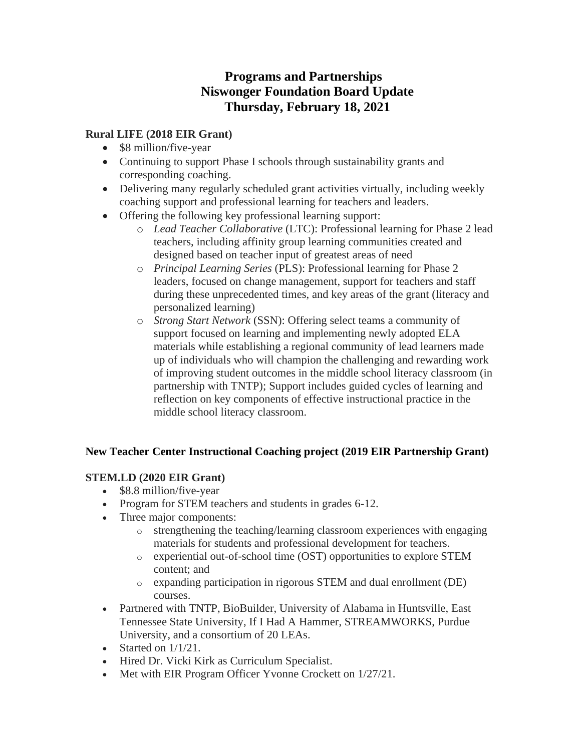# Programs and Partnerships
# Niswonger Foundation Board Update
# Thursday, February 18, 2021

**Rural LIFE (2018 EIR Grant)**

- $8 million/five-year
- Continuing to support Phase I schools through sustainability grants and corresponding coaching.
- Delivering many regularly scheduled grant activities virtually, including weekly coaching support and professional learning for teachers and leaders.
- Offering the following key professional learning support:
  - *Lead Teacher Collaborative* (LTC): Professional learning for Phase 2 lead teachers, including affinity group learning communities created and designed based on teacher input of greatest areas of need
  - *Principal Learning Series* (PLS): Professional learning for Phase 2 leaders, focused on change management, support for teachers and staff during these unprecedented times, and key areas of the grant (literacy and personalized learning)
  - *Strong Start Network* (SSN): Offering select teams a community of support focused on learning and implementing newly adopted ELA materials while establishing a regional community of lead learners made up of individuals who will champion the challenging and rewarding work of improving student outcomes in the middle school literacy classroom (in partnership with TNTP); Support includes guided cycles of learning and reflection on key components of effective instructional practice in the middle school literacy classroom.

**New Teacher Center Instructional Coaching project (2019 EIR Partnership Grant)**

**STEM.LD (2020 EIR Grant)**

- $8.8 million/five-year
- Program for STEM teachers and students in grades 6-12.
- Three major components:
  - strengthening the teaching/learning classroom experiences with engaging materials for students and professional development for teachers.
  - experiential out-of-school time (OST) opportunities to explore STEM content; and
  - expanding participation in rigorous STEM and dual enrollment (DE) courses.
- Partnered with TNTP, BioBuilder, University of Alabama in Huntsville, East Tennessee State University, If I Had A Hammer, STREAMWORKS, Purdue University, and a consortium of 20 LEAs.
- Started on 1/1/21.
- Hired Dr. Vicki Kirk as Curriculum Specialist.
- Met with EIR Program Officer Yvonne Crockett on 1/27/21.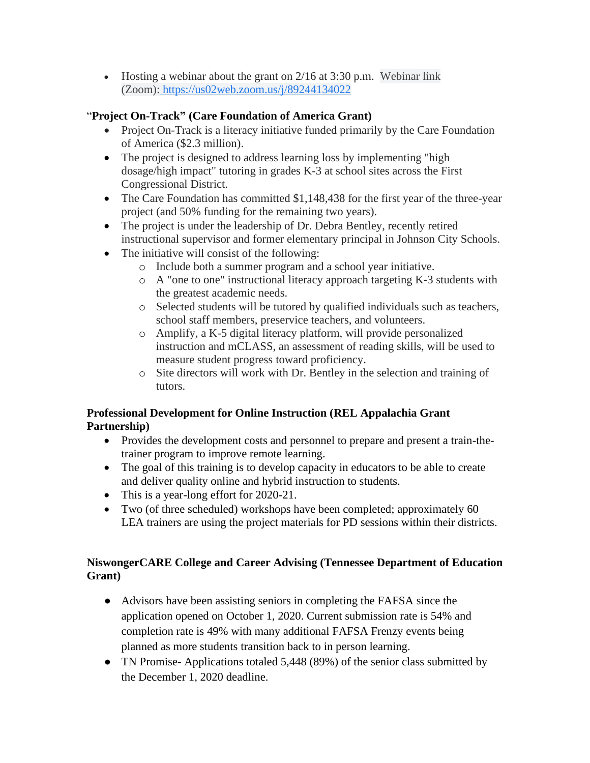- Hosting a webinar about the grant on 2/16 at 3:30 p.m. Webinar link (Zoom): https://us02web.zoom.us/j/89244134022

**"Project On-Track" (Care Foundation of America Grant)**

- Project On-Track is a literacy initiative funded primarily by the Care Foundation of America ($2.3 million).
- The project is designed to address learning loss by implementing "high dosage/high impact" tutoring in grades K-3 at school sites across the First Congressional District.
- The Care Foundation has committed $1,148,438 for the first year of the three-year project (and 50% funding for the remaining two years).
- The project is under the leadership of Dr. Debra Bentley, recently retired instructional supervisor and former elementary principal in Johnson City Schools.
- The initiative will consist of the following:
  - Include both a summer program and a school year initiative.
  - A "one to one" instructional literacy approach targeting K-3 students with the greatest academic needs.
  - Selected students will be tutored by qualified individuals such as teachers, school staff members, preservice teachers, and volunteers.
  - Amplify, a K-5 digital literacy platform, will provide personalized instruction and mCLASS, an assessment of reading skills, will be used to measure student progress toward proficiency.
  - Site directors will work with Dr. Bentley in the selection and training of tutors.

**Professional Development for Online Instruction (REL Appalachia Grant Partnership)**

- Provides the development costs and personnel to prepare and present a train-the-trainer program to improve remote learning.
- The goal of this training is to develop capacity in educators to be able to create and deliver quality online and hybrid instruction to students.
- This is a year-long effort for 2020-21.
- Two (of three scheduled) workshops have been completed; approximately 60 LEA trainers are using the project materials for PD sessions within their districts.

**NiswongerCARE College and Career Advising (Tennessee Department of Education Grant)**

- Advisors have been assisting seniors in completing the FAFSA since the application opened on October 1, 2020. Current submission rate is 54% and completion rate is 49% with many additional FAFSA Frenzy events being planned as more students transition back to in person learning.
- TN Promise- Applications totaled 5,448 (89%) of the senior class submitted by the December 1, 2020 deadline.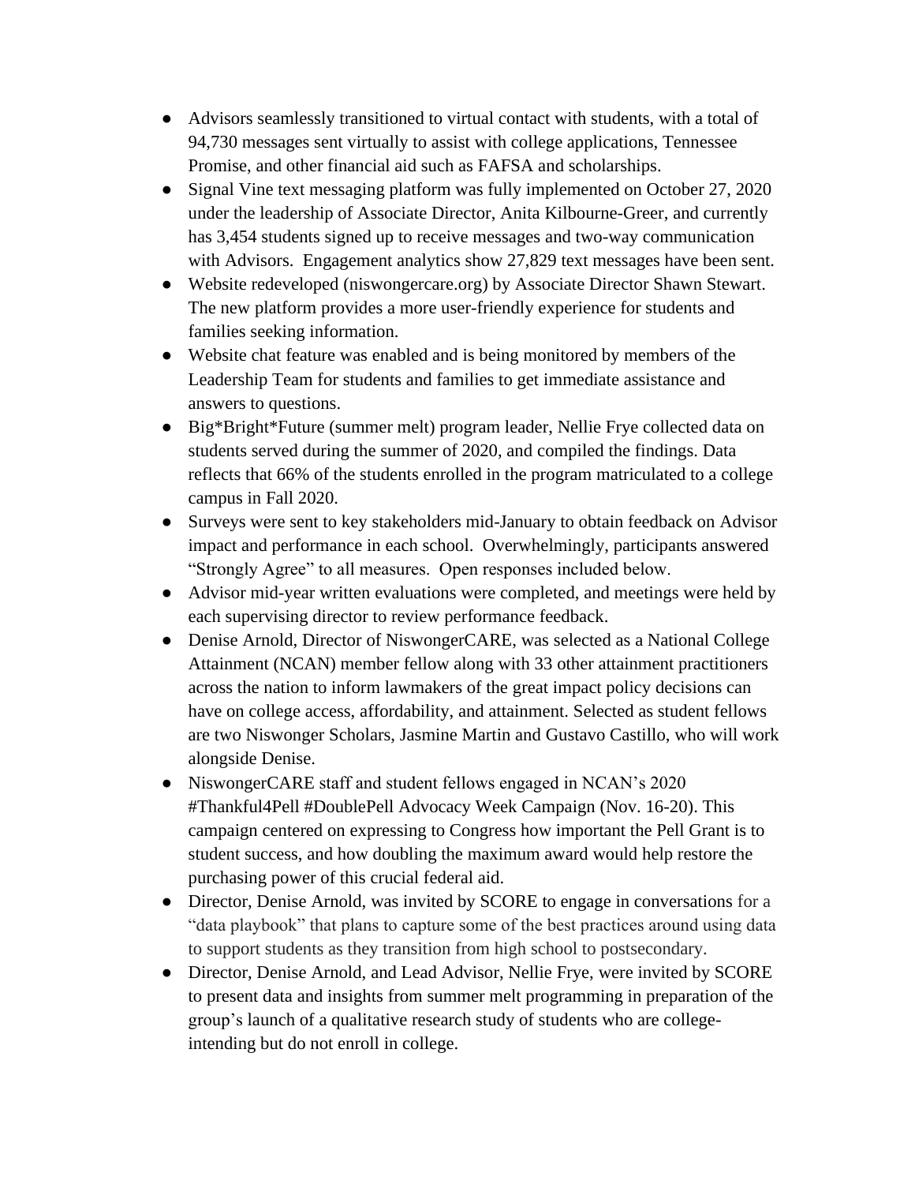- Advisors seamlessly transitioned to virtual contact with students, with a total of 94,730 messages sent virtually to assist with college applications, Tennessee Promise, and other financial aid such as FAFSA and scholarships.
- Signal Vine text messaging platform was fully implemented on October 27, 2020 under the leadership of Associate Director, Anita Kilbourne-Greer, and currently has 3,454 students signed up to receive messages and two-way communication with Advisors. Engagement analytics show 27,829 text messages have been sent.
- Website redeveloped (niswongercare.org) by Associate Director Shawn Stewart. The new platform provides a more user-friendly experience for students and families seeking information.
- Website chat feature was enabled and is being monitored by members of the Leadership Team for students and families to get immediate assistance and answers to questions.
- Big*Bright*Future (summer melt) program leader, Nellie Frye collected data on students served during the summer of 2020, and compiled the findings. Data reflects that 66% of the students enrolled in the program matriculated to a college campus in Fall 2020.
- Surveys were sent to key stakeholders mid-January to obtain feedback on Advisor impact and performance in each school. Overwhelmingly, participants answered "Strongly Agree" to all measures. Open responses included below.
- Advisor mid-year written evaluations were completed, and meetings were held by each supervising director to review performance feedback.
- Denise Arnold, Director of NiswongerCARE, was selected as a National College Attainment (NCAN) member fellow along with 33 other attainment practitioners across the nation to inform lawmakers of the great impact policy decisions can have on college access, affordability, and attainment. Selected as student fellows are two Niswonger Scholars, Jasmine Martin and Gustavo Castillo, who will work alongside Denise.
- NiswongerCARE staff and student fellows engaged in NCAN's 2020 #Thankful4Pell #DoublePell Advocacy Week Campaign (Nov. 16-20). This campaign centered on expressing to Congress how important the Pell Grant is to student success, and how doubling the maximum award would help restore the purchasing power of this crucial federal aid.
- Director, Denise Arnold, was invited by SCORE to engage in conversations for a "data playbook" that plans to capture some of the best practices around using data to support students as they transition from high school to postsecondary.
- Director, Denise Arnold, and Lead Advisor, Nellie Frye, were invited by SCORE to present data and insights from summer melt programming in preparation of the group's launch of a qualitative research study of students who are college-intending but do not enroll in college.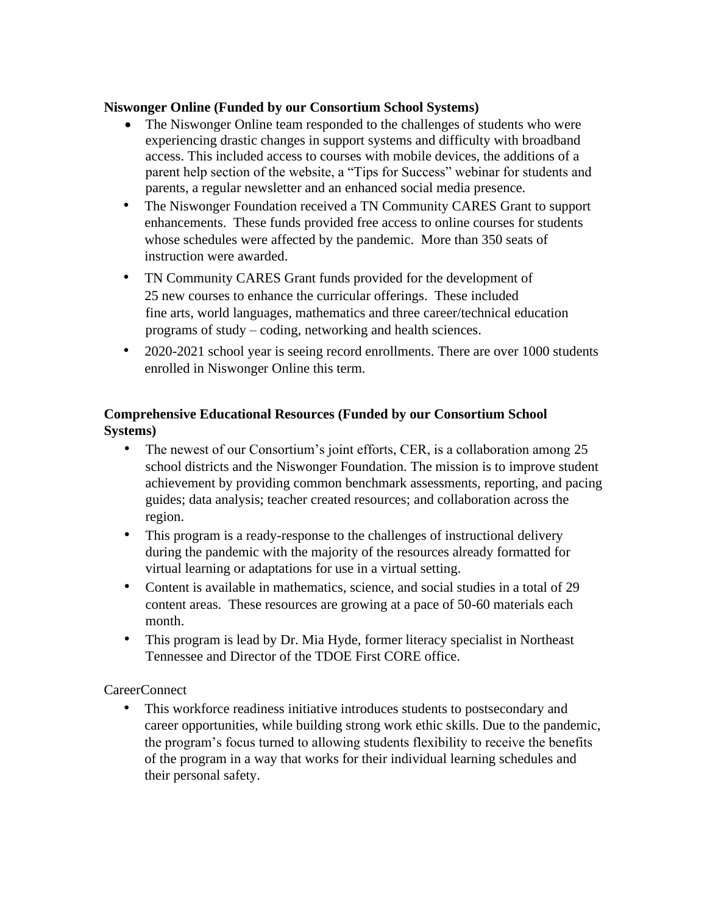**Niswonger Online (Funded by our Consortium School Systems)**

- The Niswonger Online team responded to the challenges of students who were experiencing drastic changes in support systems and difficulty with broadband access. This included access to courses with mobile devices, the additions of a parent help section of the website, a "Tips for Success" webinar for students and parents, a regular newsletter and an enhanced social media presence.
- The Niswonger Foundation received a TN Community CARES Grant to support enhancements. These funds provided free access to online courses for students whose schedules were affected by the pandemic. More than 350 seats of instruction were awarded.
- TN Community CARES Grant funds provided for the development of 25 new courses to enhance the curricular offerings. These included fine arts, world languages, mathematics and three career/technical education programs of study – coding, networking and health sciences.
- 2020-2021 school year is seeing record enrollments. There are over 1000 students enrolled in Niswonger Online this term.

**Comprehensive Educational Resources (Funded by our Consortium School Systems)**

- The newest of our Consortium's joint efforts, CER, is a collaboration among 25 school districts and the Niswonger Foundation. The mission is to improve student achievement by providing common benchmark assessments, reporting, and pacing guides; data analysis; teacher created resources; and collaboration across the region.
- This program is a ready-response to the challenges of instructional delivery during the pandemic with the majority of the resources already formatted for virtual learning or adaptations for use in a virtual setting.
- Content is available in mathematics, science, and social studies in a total of 29 content areas. These resources are growing at a pace of 50-60 materials each month.
- This program is lead by Dr. Mia Hyde, former literacy specialist in Northeast Tennessee and Director of the TDOE First CORE office.

CareerConnect

- This workforce readiness initiative introduces students to postsecondary and career opportunities, while building strong work ethic skills. Due to the pandemic, the program's focus turned to allowing students flexibility to receive the benefits of the program in a way that works for their individual learning schedules and their personal safety.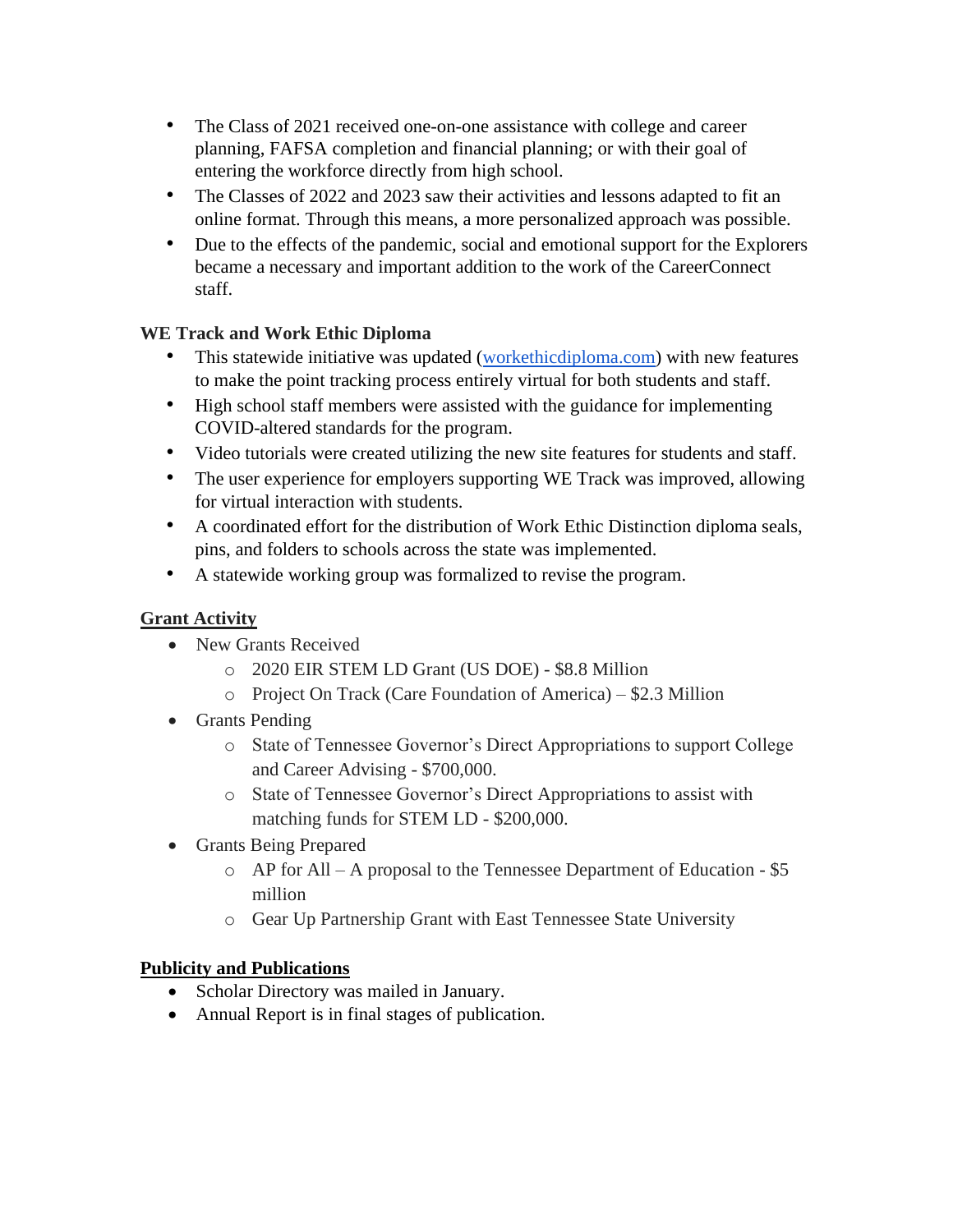- The Class of 2021 received one-on-one assistance with college and career planning, FAFSA completion and financial planning; or with their goal of entering the workforce directly from high school.
- The Classes of 2022 and 2023 saw their activities and lessons adapted to fit an online format. Through this means, a more personalized approach was possible.
- Due to the effects of the pandemic, social and emotional support for the Explorers became a necessary and important addition to the work of the CareerConnect staff.

**WE Track and Work Ethic Diploma**

- This statewide initiative was updated ([workethicdiploma.com](workethicdiploma.com)) with new features to make the point tracking process entirely virtual for both students and staff.
- High school staff members were assisted with the guidance for implementing COVID-altered standards for the program.
- Video tutorials were created utilizing the new site features for students and staff.
- The user experience for employers supporting WE Track was improved, allowing for virtual interaction with students.
- A coordinated effort for the distribution of Work Ethic Distinction diploma seals, pins, and folders to schools across the state was implemented.
- A statewide working group was formalized to revise the program.

**Grant Activity**

- New Grants Received
  - 2020 EIR STEM LD Grant (US DOE) - $8.8 Million
  - Project On Track (Care Foundation of America) – $2.3 Million
- Grants Pending
  - State of Tennessee Governor's Direct Appropriations to support College and Career Advising - $700,000.
  - State of Tennessee Governor's Direct Appropriations to assist with matching funds for STEM LD - $200,000.
- Grants Being Prepared
  - AP for All – A proposal to the Tennessee Department of Education - $5 million
  - Gear Up Partnership Grant with East Tennessee State University

**Publicity and Publications**

- Scholar Directory was mailed in January.
- Annual Report is in final stages of publication.